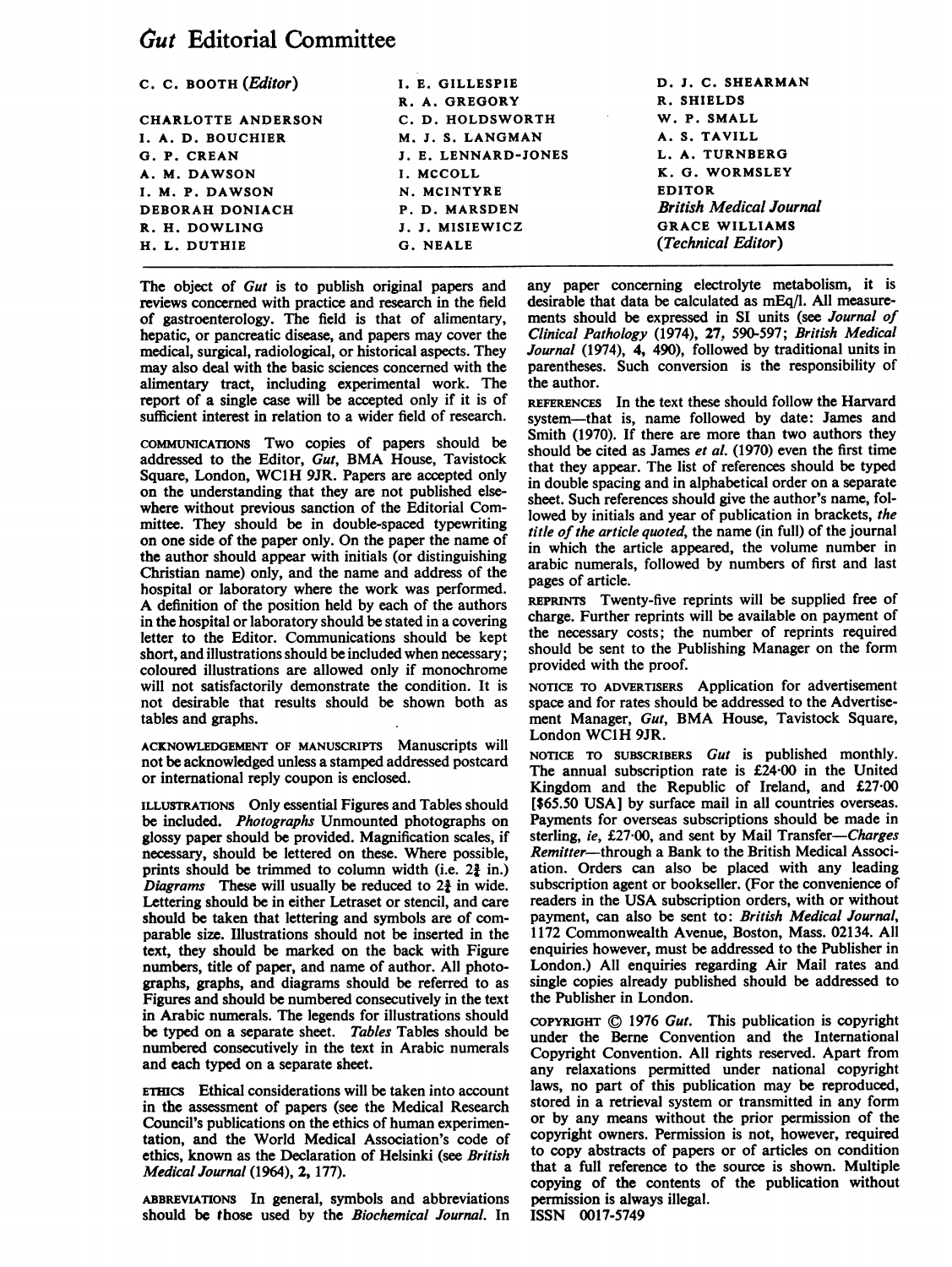# *Gut* Editorial Committee

C. C. BOOTH (*Editor*)

CHARLOTTE ANDERSON
I. A. D. BOUCHIER
G. P. CREAN
A. M. DAWSON
I. M. P. DAWSON
DEBORAH DONIACH
R. H. DOWLING
H. L. DUTHIE

I. E. GILLESPIE
R. A. GREGORY
C. D. HOLDSWORTH
M. J. S. LANGMAN
J. E. LENNARD-JONES
I. MCCOLL
N. MCINTYRE
P. D. MARSDEN
J. J. MISIEWICZ
G. NEALE

D. J. C. SHEARMAN
R. SHIELDS
W. P. SMALL
A. S. TAVILL
L. A. TURNBERG
K. G. WORMSLEY
EDITOR
*British Medical Journal*
GRACE WILLIAMS
(*Technical Editor*)

The object of *Gut* is to publish original papers and reviews concerned with practice and research in the field of gastroenterology. The field is that of alimentary, hepatic, or pancreatic disease, and papers may cover the medical, surgical, radiological, or historical aspects. They may also deal with the basic sciences concerned with the alimentary tract, including experimental work. The report of a single case will be accepted only if it is of sufficient interest in relation to a wider field of research.

COMMUNICATIONS Two copies of papers should be addressed to the Editor, *Gut*, BMA House, Tavistock Square, London, WC1H 9JR. Papers are accepted only on the understanding that they are not published elsewhere without previous sanction of the Editorial Committee. They should be in double-spaced typewriting on one side of the paper only. On the paper the name of the author should appear with initials (or distinguishing Christian name) only, and the name and address of the hospital or laboratory where the work was performed. A definition of the position held by each of the authors in the hospital or laboratory should be stated in a covering letter to the Editor. Communications should be kept short, and illustrations should be included when necessary; coloured illustrations are allowed only if monochrome will not satisfactorily demonstrate the condition. It is not desirable that results should be shown both as tables and graphs.

ACKNOWLEDGEMENT OF MANUSCRIPTS Manuscripts will not be acknowledged unless a stamped addressed postcard or international reply coupon is enclosed.

ILLUSTRATIONS Only essential Figures and Tables should be included. *Photographs* Unmounted photographs on glossy paper should be provided. Magnification scales, if necessary, should be lettered on these. Where possible, prints should be trimmed to column width (i.e. 2¾ in.) *Diagrams* These will usually be reduced to 2¾ in wide. Lettering should be in either Letraset or stencil, and care should be taken that lettering and symbols are of comparable size. Illustrations should not be inserted in the text, they should be marked on the back with Figure numbers, title of paper, and name of author. All photographs, graphs, and diagrams should be referred to as Figures and should be numbered consecutively in the text in Arabic numerals. The legends for illustrations should be typed on a separate sheet. *Tables* Tables should be numbered consecutively in the text in Arabic numerals and each typed on a separate sheet.

ETHICS Ethical considerations will be taken into account in the assessment of papers (see the Medical Research Council's publications on the ethics of human experimentation, and the World Medical Association's code of ethics, known as the Declaration of Helsinki (see *British Medical Journal* (1964), **2**, 177).

ABBREVIATIONS In general, symbols and abbreviations should be those used by the *Biochemical Journal*. In any paper concerning electrolyte metabolism, it is desirable that data be calculated as mEq/l. All measurements should be expressed in SI units (see *Journal of Clinical Pathology* (1974), **27**, 590-597; *British Medical Journal* (1974), **4**, 490), followed by traditional units in parentheses. Such conversion is the responsibility of the author.

REFERENCES In the text these should follow the Harvard system—that is, name followed by date: James and Smith (1970). If there are more than two authors they should be cited as James *et al.* (1970) even the first time that they appear. The list of references should be typed in double spacing and in alphabetical order on a separate sheet. Such references should give the author's name, followed by initials and year of publication in brackets, *the title of the article quoted*, the name (in full) of the journal in which the article appeared, the volume number in arabic numerals, followed by numbers of first and last pages of article.

REPRINTS Twenty-five reprints will be supplied free of charge. Further reprints will be available on payment of the necessary costs; the number of reprints required should be sent to the Publishing Manager on the form provided with the proof.

NOTICE TO ADVERTISERS Application for advertisement space and for rates should be addressed to the Advertisement Manager, *Gut*, BMA House, Tavistock Square, London WC1H 9JR.

NOTICE TO SUBSCRIBERS *Gut* is published monthly. The annual subscription rate is £24·00 in the United Kingdom and the Republic of Ireland, and £27·00 [$65.50 USA] by surface mail in all countries overseas. Payments for overseas subscriptions should be made in sterling, *ie*, £27·00, and sent by Mail Transfer—*Charges Remitter*—through a Bank to the British Medical Association. Orders can also be placed with any leading subscription agent or bookseller. (For the convenience of readers in the USA subscription orders, with or without payment, can also be sent to: *British Medical Journal*, 1172 Commonwealth Avenue, Boston, Mass. 02134. All enquiries however, must be addressed to the Publisher in London.) All enquiries regarding Air Mail rates and single copies already published should be addressed to the Publisher in London.

COPYRIGHT © 1976 *Gut*. This publication is copyright under the Berne Convention and the International Copyright Convention. All rights reserved. Apart from any relaxations permitted under national copyright laws, no part of this publication may be reproduced, stored in a retrieval system or transmitted in any form or by any means without the prior permission of the copyright owners. Permission is not, however, required to copy abstracts of papers or of articles on condition that a full reference to the source is shown. Multiple copying of the contents of the publication without permission is always illegal.

ISSN 0017-5749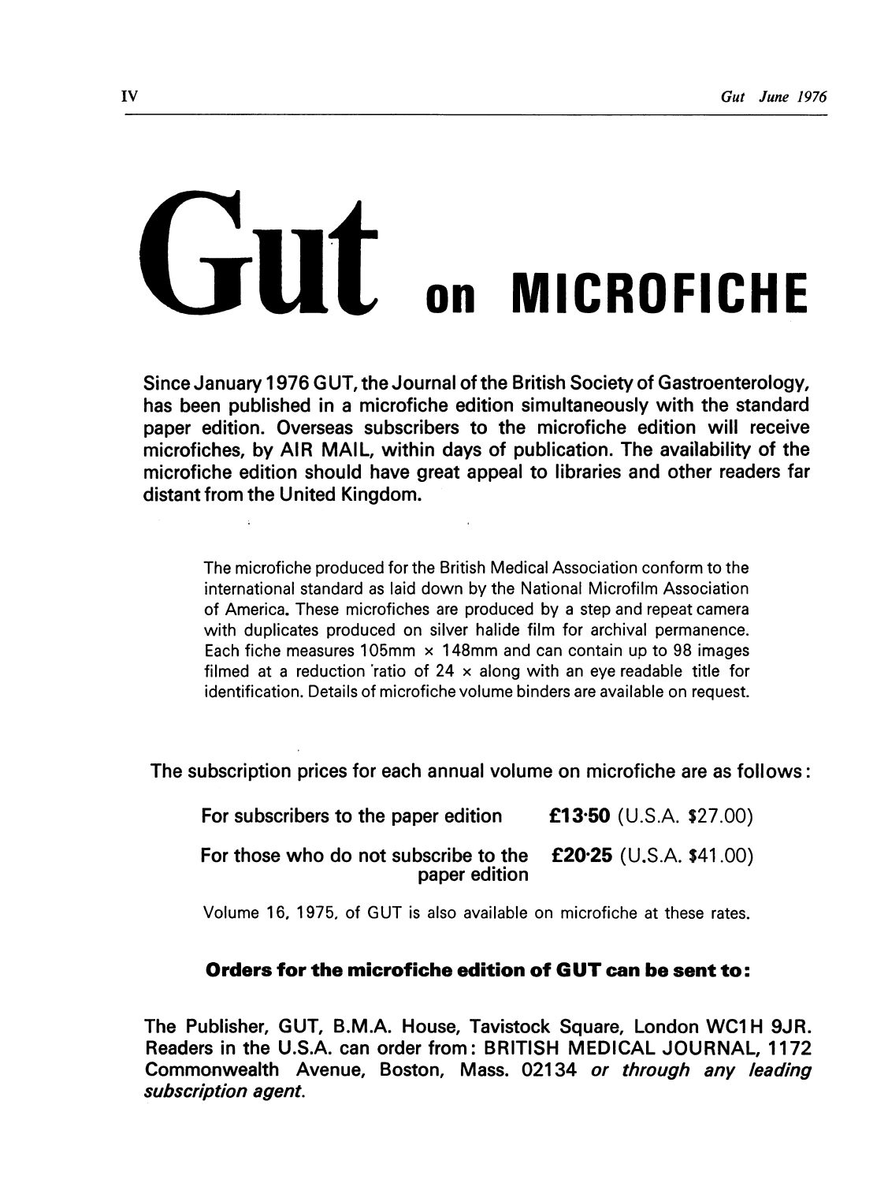# Gut on MICROFICHE

**Since January 1976 GUT, the Journal of the British Society of Gastroenterology, has been published in a microfiche edition simultaneously with the standard paper edition. Overseas subscribers to the microfiche edition will receive microfiches, by AIR MAIL, within days of publication. The availability of the microfiche edition should have great appeal to libraries and other readers far distant from the United Kingdom.**

The microfiche produced for the British Medical Association conform to the international standard as laid down by the National Microfilm Association of America. These microfiches are produced by a step and repeat camera with duplicates produced on silver halide film for archival permanence. Each fiche measures 105mm × 148mm and can contain up to 98 images filmed at a reduction ratio of 24 × along with an eye readable title for identification. Details of microfiche volume binders are available on request.

**The subscription prices for each annual volume on microfiche are as follows:**

| | |
|---|---|
| **For subscribers to the paper edition** | **£13·50** (U.S.A. $27.00) |
| **For those who do not subscribe to the paper edition** | **£20·25** (U.S.A. $41.00) |

Volume 16, 1975, of GUT is also available on microfiche at these rates.

**Orders for the microfiche edition of GUT can be sent to:**

**The Publisher, GUT, B.M.A. House, Tavistock Square, London WC1H 9JR. Readers in the U.S.A. can order from: BRITISH MEDICAL JOURNAL, 1172 Commonwealth Avenue, Boston, Mass. 02134** ***or through any leading subscription agent.***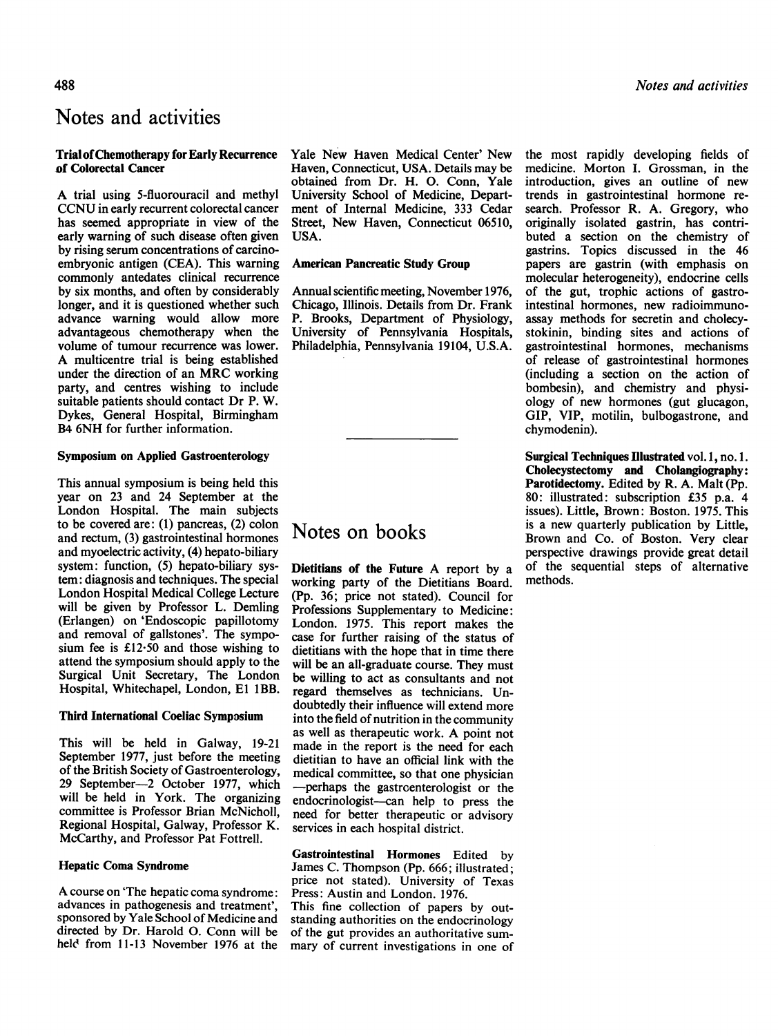# Notes and activities

### Trial of Chemotherapy for Early Recurrence of Colorectal Cancer

A trial using 5-fluorouracil and methyl CCNU in early recurrent colorectal cancer has seemed appropriate in view of the early warning of such disease often given by rising serum concentrations of carcinoembryonic antigen (CEA). This warning commonly antedates clinical recurrence by six months, and often by considerably longer, and it is questioned whether such advance warning would allow more advantageous chemotherapy when the volume of tumour recurrence was lower. A multicentre trial is being established under the direction of an MRC working party, and centres wishing to include suitable patients should contact Dr P. W. Dykes, General Hospital, Birmingham B4 6NH for further information.

### Symposium on Applied Gastroenterology

This annual symposium is being held this year on 23 and 24 September at the London Hospital. The main subjects to be covered are: (1) pancreas, (2) colon and rectum, (3) gastrointestinal hormones and myoelectric activity, (4) hepato-biliary system: function, (5) hepato-biliary system: diagnosis and techniques. The special London Hospital Medical College Lecture will be given by Professor L. Demling (Erlangen) on 'Endoscopic papillotomy and removal of gallstones'. The symposium fee is £12·50 and those wishing to attend the symposium should apply to the Surgical Unit Secretary, The London Hospital, Whitechapel, London, E1 1BB.

### Third International Coeliac Symposium

This will be held in Galway, 19-21 September 1977, just before the meeting of the British Society of Gastroenterology, 29 September—2 October 1977, which will be held in York. The organizing committee is Professor Brian McNicholl, Regional Hospital, Galway, Professor K. McCarthy, and Professor Pat Fottrell.

### Hepatic Coma Syndrome

A course on 'The hepatic coma syndrome: advances in pathogenesis and treatment', sponsored by Yale School of Medicine and directed by Dr. Harold O. Conn will be held from 11-13 November 1976 at the Yale New Haven Medical Center' New Haven, Connecticut, USA. Details may be obtained from Dr. H. O. Conn, Yale University School of Medicine, Department of Internal Medicine, 333 Cedar Street, New Haven, Connecticut 06510, USA.

### American Pancreatic Study Group

Annual scientific meeting, November 1976, Chicago, Illinois. Details from Dr. Frank P. Brooks, Department of Physiology, University of Pennsylvania Hospitals, Philadelphia, Pennsylvania 19104, U.S.A.

# Notes on books

**Dietitians of the Future** A report by a working party of the Dietitians Board. (Pp. 36; price not stated). Council for Professions Supplementary to Medicine: London. 1975. This report makes the case for further raising of the status of dietitians with the hope that in time there will be an all-graduate course. They must be willing to act as consultants and not regard themselves as technicians. Undoubtedly their influence will extend more into the field of nutrition in the community as well as therapeutic work. A point not made in the report is the need for each dietitian to have an official link with the medical committee, so that one physician —perhaps the gastroenterologist or the endocrinologist—can help to press the need for better therapeutic or advisory services in each hospital district.

**Gastrointestinal Hormones** Edited by James C. Thompson (Pp. 666; illustrated; price not stated). University of Texas Press: Austin and London. 1976.
This fine collection of papers by outstanding authorities on the endocrinology of the gut provides an authoritative summary of current investigations in one of the most rapidly developing fields of medicine. Morton I. Grossman, in the introduction, gives an outline of new trends in gastrointestinal hormone research. Professor R. A. Gregory, who originally isolated gastrin, has contributed a section on the chemistry of gastrins. Topics discussed in the 46 papers are gastrin (with emphasis on molecular heterogeneity), endocrine cells of the gut, trophic actions of gastrointestinal hormones, new radioimmunoassay methods for secretin and cholecystokinin, binding sites and actions of gastrointestinal hormones, mechanisms of release of gastrointestinal hormones (including a section on the action of bombesin), and chemistry and physiology of new hormones (gut glucagon, GIP, VIP, motilin, bulbogastrone, and chymodenin).

**Surgical Techniques Illustrated vol. 1, no. 1. Cholecystectomy and Cholangiography: Parotidectomy.** Edited by R. A. Malt (Pp. 80: illustrated: subscription £35 p.a. 4 issues). Little, Brown: Boston. 1975. This is a new quarterly publication by Little, Brown and Co. of Boston. Very clear perspective drawings provide great detail of the sequential steps of alternative methods.